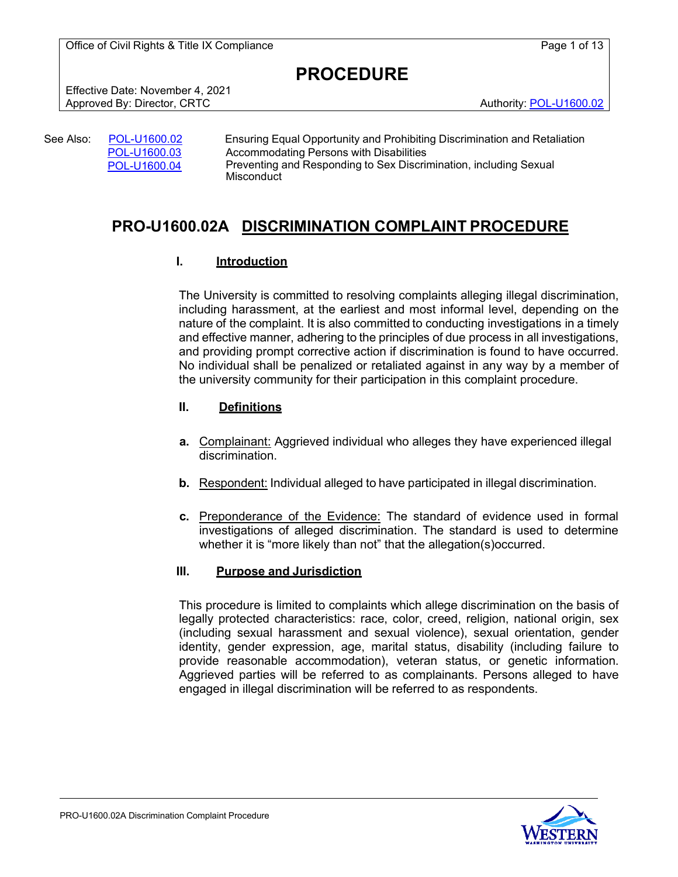Office of Civil Rights & Title IX Compliance

# PROCEDURE

Effective Date: November 4, 2021
Approved By: Director, CRTC

Authority: POL-U1600.02

See Also:

| | |
|---|---|
| POL-U1600.02 | Ensuring Equal Opportunity and Prohibiting Discrimination and Retaliation |
| POL-U1600.03 | Accommodating Persons with Disabilities |
| POL-U1600.04 | Preventing and Responding to Sex Discrimination, including Sexual Misconduct |

## PRO-U1600.02A DISCRIMINATION COMPLAINT PROCEDURE

### I. Introduction

The University is committed to resolving complaints alleging illegal discrimination, including harassment, at the earliest and most informal level, depending on the nature of the complaint. It is also committed to conducting investigations in a timely and effective manner, adhering to the principles of due process in all investigations, and providing prompt corrective action if discrimination is found to have occurred. No individual shall be penalized or retaliated against in any way by a member of the university community for their participation in this complaint procedure.

### II. Definitions

**a.** Complainant: Aggrieved individual who alleges they have experienced illegal discrimination.

**b.** Respondent: Individual alleged to have participated in illegal discrimination.

**c.** Preponderance of the Evidence: The standard of evidence used in formal investigations of alleged discrimination. The standard is used to determine whether it is "more likely than not" that the allegation(s)occurred.

### III. Purpose and Jurisdiction

This procedure is limited to complaints which allege discrimination on the basis of legally protected characteristics: race, color, creed, religion, national origin, sex (including sexual harassment and sexual violence), sexual orientation, gender identity, gender expression, age, marital status, disability (including failure to provide reasonable accommodation), veteran status, or genetic information. Aggrieved parties will be referred to as complainants. Persons alleged to have engaged in illegal discrimination will be referred to as respondents.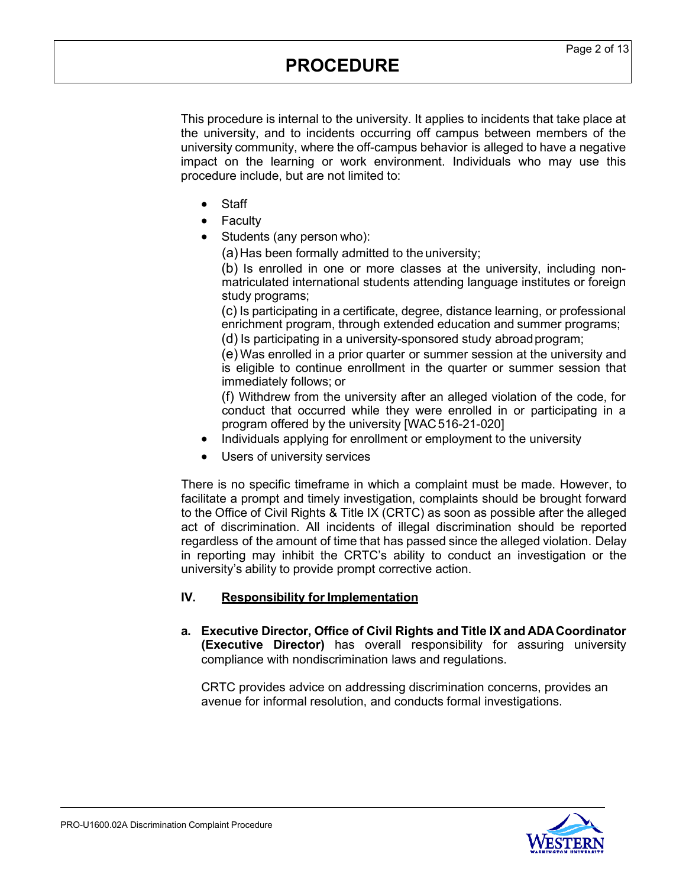This procedure is internal to the university. It applies to incidents that take place at the university, and to incidents occurring off campus between members of the university community, where the off-campus behavior is alleged to have a negative impact on the learning or work environment. Individuals who may use this procedure include, but are not limited to:

- Staff
- Faculty
- Students (any person who):
  (a) Has been formally admitted to the university;
  (b) Is enrolled in one or more classes at the university, including non-matriculated international students attending language institutes or foreign study programs;
  (c) Is participating in a certificate, degree, distance learning, or professional enrichment program, through extended education and summer programs;
  (d) Is participating in a university-sponsored study abroad program;
  (e) Was enrolled in a prior quarter or summer session at the university and is eligible to continue enrollment in the quarter or summer session that immediately follows; or
  (f) Withdrew from the university after an alleged violation of the code, for conduct that occurred while they were enrolled in or participating in a program offered by the university [WAC 516-21-020]
- Individuals applying for enrollment or employment to the university
- Users of university services

There is no specific timeframe in which a complaint must be made. However, to facilitate a prompt and timely investigation, complaints should be brought forward to the Office of Civil Rights & Title IX (CRTC) as soon as possible after the alleged act of discrimination. All incidents of illegal discrimination should be reported regardless of the amount of time that has passed since the alleged violation. Delay in reporting may inhibit the CRTC's ability to conduct an investigation or the university's ability to provide prompt corrective action.

## IV. Responsibility for Implementation

**a. Executive Director, Office of Civil Rights and Title IX and ADA Coordinator (Executive Director)** has overall responsibility for assuring university compliance with nondiscrimination laws and regulations.

CRTC provides advice on addressing discrimination concerns, provides an avenue for informal resolution, and conducts formal investigations.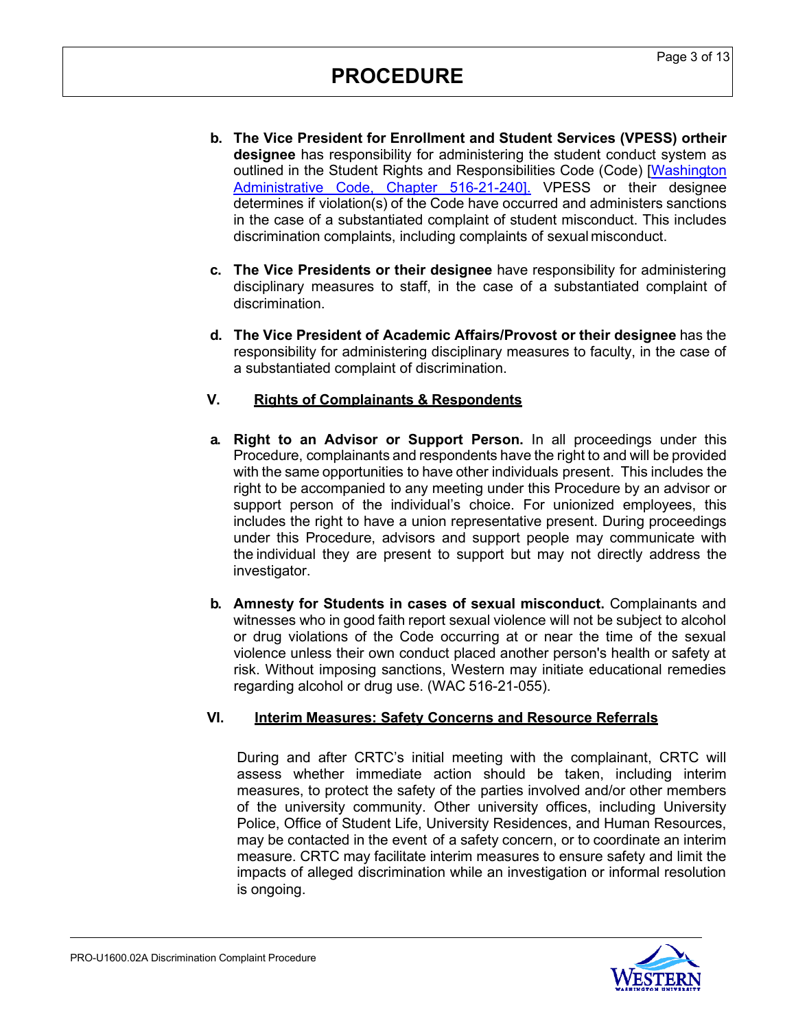b. **The Vice President for Enrollment and Student Services (VPESS) ortheir designee** has responsibility for administering the student conduct system as outlined in the Student Rights and Responsibilities Code (Code) [Washington Administrative Code, Chapter 516-21-240]. VPESS or their designee determines if violation(s) of the Code have occurred and administers sanctions in the case of a substantiated complaint of student misconduct. This includes discrimination complaints, including complaints of sexual misconduct.

c. **The Vice Presidents or their designee** have responsibility for administering disciplinary measures to staff, in the case of a substantiated complaint of discrimination.

d. **The Vice President of Academic Affairs/Provost or their designee** has the responsibility for administering disciplinary measures to faculty, in the case of a substantiated complaint of discrimination.

## V. Rights of Complainants & Respondents

a. **Right to an Advisor or Support Person.** In all proceedings under this Procedure, complainants and respondents have the right to and will be provided with the same opportunities to have other individuals present. This includes the right to be accompanied to any meeting under this Procedure by an advisor or support person of the individual's choice. For unionized employees, this includes the right to have a union representative present. During proceedings under this Procedure, advisors and support people may communicate with the individual they are present to support but may not directly address the investigator.

b. **Amnesty for Students in cases of sexual misconduct.** Complainants and witnesses who in good faith report sexual violence will not be subject to alcohol or drug violations of the Code occurring at or near the time of the sexual violence unless their own conduct placed another person's health or safety at risk. Without imposing sanctions, Western may initiate educational remedies regarding alcohol or drug use. (WAC 516-21-055).

## VI. Interim Measures: Safety Concerns and Resource Referrals

During and after CRTC's initial meeting with the complainant, CRTC will assess whether immediate action should be taken, including interim measures, to protect the safety of the parties involved and/or other members of the university community. Other university offices, including University Police, Office of Student Life, University Residences, and Human Resources, may be contacted in the event of a safety concern, or to coordinate an interim measure. CRTC may facilitate interim measures to ensure safety and limit the impacts of alleged discrimination while an investigation or informal resolution is ongoing.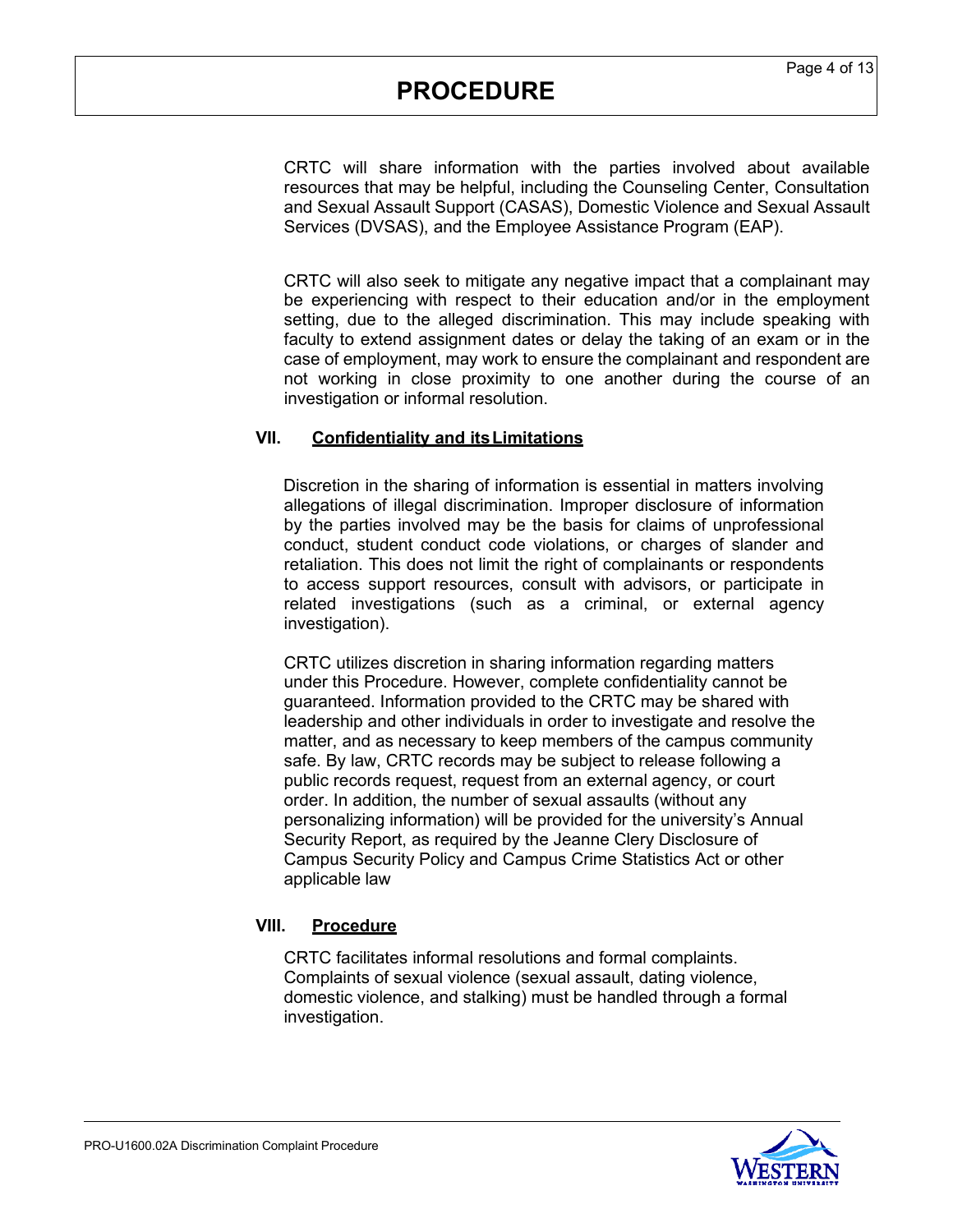CRTC will share information with the parties involved about available resources that may be helpful, including the Counseling Center, Consultation and Sexual Assault Support (CASAS), Domestic Violence and Sexual Assault Services (DVSAS), and the Employee Assistance Program (EAP).

CRTC will also seek to mitigate any negative impact that a complainant may be experiencing with respect to their education and/or in the employment setting, due to the alleged discrimination. This may include speaking with faculty to extend assignment dates or delay the taking of an exam or in the case of employment, may work to ensure the complainant and respondent are not working in close proximity to one another during the course of an investigation or informal resolution.

## VII. Confidentiality and its Limitations

Discretion in the sharing of information is essential in matters involving allegations of illegal discrimination. Improper disclosure of information by the parties involved may be the basis for claims of unprofessional conduct, student conduct code violations, or charges of slander and retaliation. This does not limit the right of complainants or respondents to access support resources, consult with advisors, or participate in related investigations (such as a criminal, or external agency investigation).

CRTC utilizes discretion in sharing information regarding matters under this Procedure. However, complete confidentiality cannot be guaranteed. Information provided to the CRTC may be shared with leadership and other individuals in order to investigate and resolve the matter, and as necessary to keep members of the campus community safe. By law, CRTC records may be subject to release following a public records request, request from an external agency, or court order. In addition, the number of sexual assaults (without any personalizing information) will be provided for the university's Annual Security Report, as required by the Jeanne Clery Disclosure of Campus Security Policy and Campus Crime Statistics Act or other applicable law

## VIII. Procedure

CRTC facilitates informal resolutions and formal complaints. Complaints of sexual violence (sexual assault, dating violence, domestic violence, and stalking) must be handled through a formal investigation.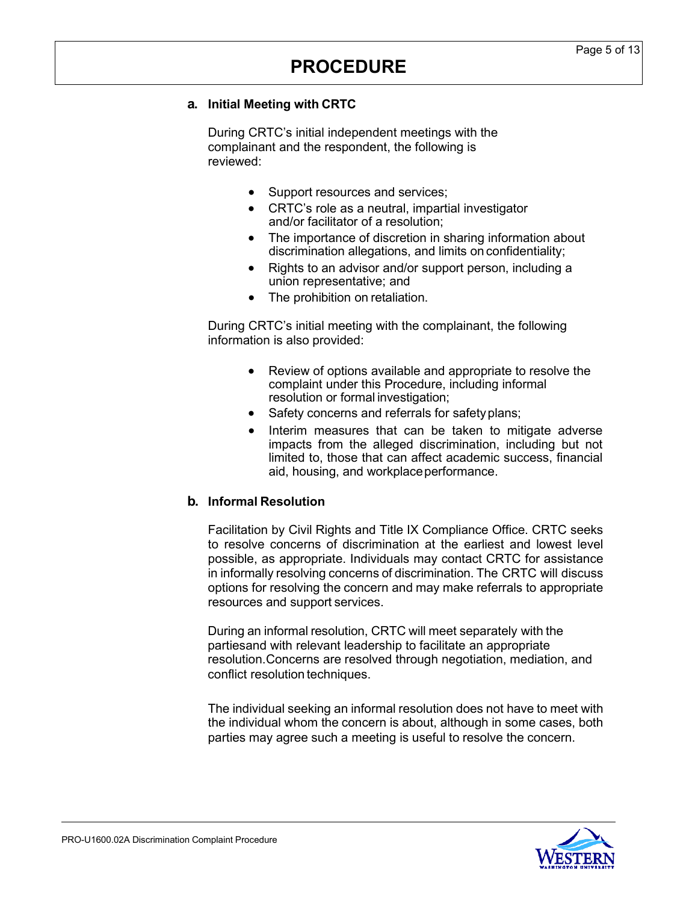**a. Initial Meeting with CRTC**

During CRTC's initial independent meetings with the complainant and the respondent, the following is reviewed:

- Support resources and services;
- CRTC's role as a neutral, impartial investigator and/or facilitator of a resolution;
- The importance of discretion in sharing information about discrimination allegations, and limits on confidentiality;
- Rights to an advisor and/or support person, including a union representative; and
- The prohibition on retaliation.

During CRTC's initial meeting with the complainant, the following information is also provided:

- Review of options available and appropriate to resolve the complaint under this Procedure, including informal resolution or formal investigation;
- Safety concerns and referrals for safety plans;
- Interim measures that can be taken to mitigate adverse impacts from the alleged discrimination, including but not limited to, those that can affect academic success, financial aid, housing, and workplace performance.

**b. Informal Resolution**

Facilitation by Civil Rights and Title IX Compliance Office. CRTC seeks to resolve concerns of discrimination at the earliest and lowest level possible, as appropriate. Individuals may contact CRTC for assistance in informally resolving concerns of discrimination. The CRTC will discuss options for resolving the concern and may make referrals to appropriate resources and support services.

During an informal resolution, CRTC will meet separately with the partiesand with relevant leadership to facilitate an appropriate resolution.Concerns are resolved through negotiation, mediation, and conflict resolution techniques.

The individual seeking an informal resolution does not have to meet with the individual whom the concern is about, although in some cases, both parties may agree such a meeting is useful to resolve the concern.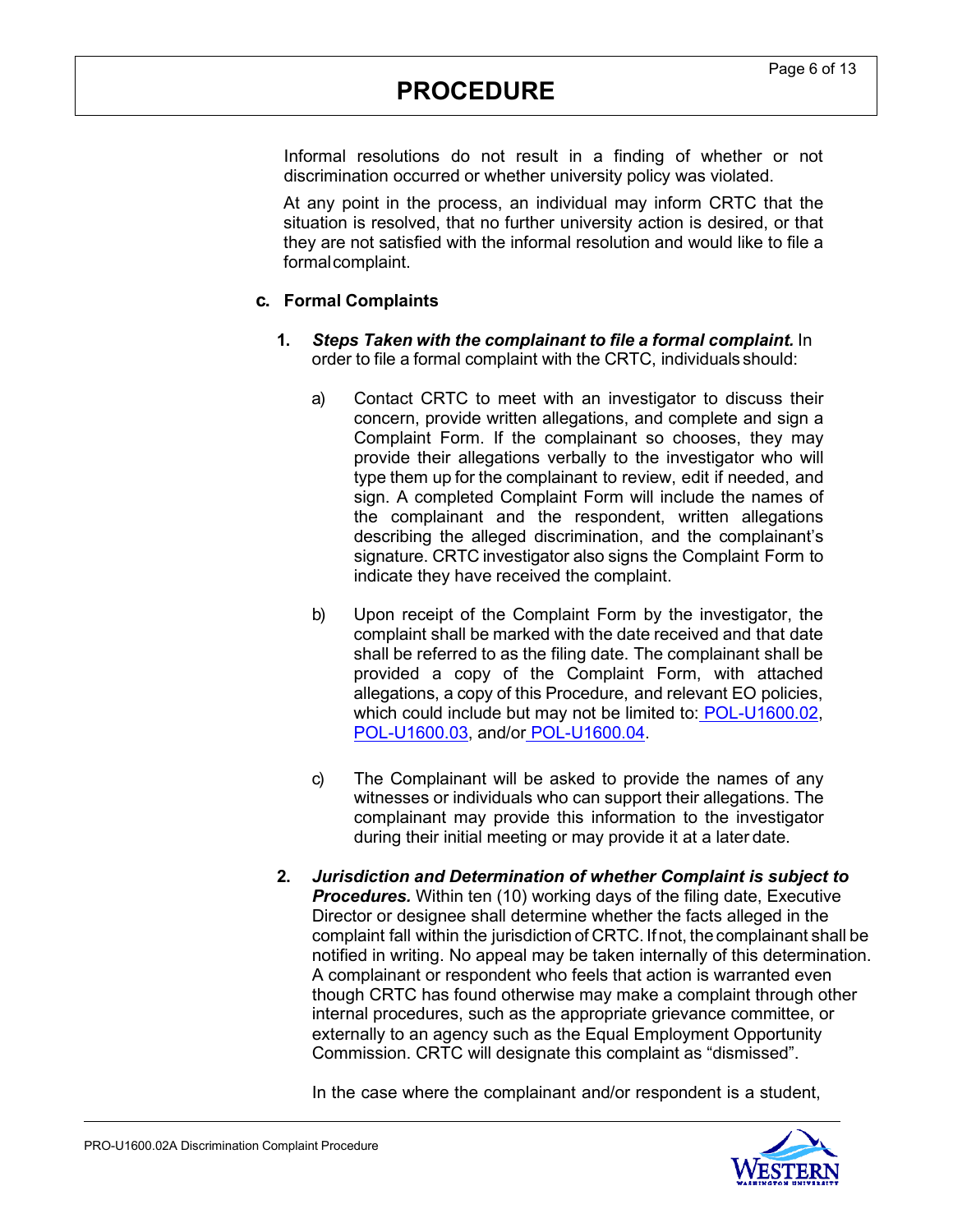Informal resolutions do not result in a finding of whether or not discrimination occurred or whether university policy was violated.

At any point in the process, an individual may inform CRTC that the situation is resolved, that no further university action is desired, or that they are not satisfied with the informal resolution and would like to file a formal complaint.

**c. Formal Complaints**

1. ***Steps Taken with the complainant to file a formal complaint.*** In order to file a formal complaint with the CRTC, individuals should:

   a) Contact CRTC to meet with an investigator to discuss their concern, provide written allegations, and complete and sign a Complaint Form. If the complainant so chooses, they may provide their allegations verbally to the investigator who will type them up for the complainant to review, edit if needed, and sign. A completed Complaint Form will include the names of the complainant and the respondent, written allegations describing the alleged discrimination, and the complainant's signature. CRTC investigator also signs the Complaint Form to indicate they have received the complaint.

   b) Upon receipt of the Complaint Form by the investigator, the complaint shall be marked with the date received and that date shall be referred to as the filing date. The complainant shall be provided a copy of the Complaint Form, with attached allegations, a copy of this Procedure, and relevant EO policies, which could include but may not be limited to: POL-U1600.02, POL-U1600.03, and/or POL-U1600.04.

   c) The Complainant will be asked to provide the names of any witnesses or individuals who can support their allegations. The complainant may provide this information to the investigator during their initial meeting or may provide it at a later date.

2. ***Jurisdiction and Determination of whether Complaint is subject to Procedures.*** Within ten (10) working days of the filing date, Executive Director or designee shall determine whether the facts alleged in the complaint fall within the jurisdiction of CRTC. If not, the complainant shall be notified in writing. No appeal may be taken internally of this determination. A complainant or respondent who feels that action is warranted even though CRTC has found otherwise may make a complaint through other internal procedures, such as the appropriate grievance committee, or externally to an agency such as the Equal Employment Opportunity Commission. CRTC will designate this complaint as "dismissed".

   In the case where the complainant and/or respondent is a student,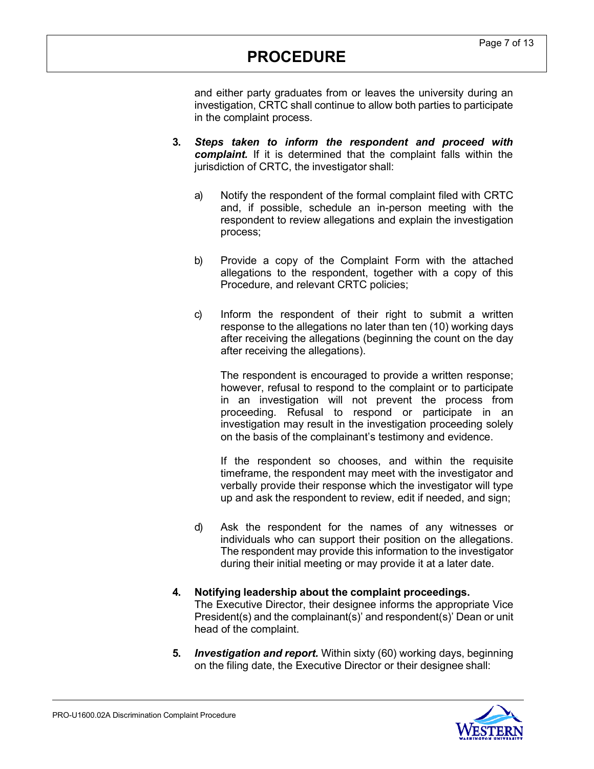and either party graduates from or leaves the university during an investigation, CRTC shall continue to allow both parties to participate in the complaint process.

3. ***Steps taken to inform the respondent and proceed with complaint.*** If it is determined that the complaint falls within the jurisdiction of CRTC, the investigator shall:

   a) Notify the respondent of the formal complaint filed with CRTC and, if possible, schedule an in-person meeting with the respondent to review allegations and explain the investigation process;

   b) Provide a copy of the Complaint Form with the attached allegations to the respondent, together with a copy of this Procedure, and relevant CRTC policies;

   c) Inform the respondent of their right to submit a written response to the allegations no later than ten (10) working days after receiving the allegations (beginning the count on the day after receiving the allegations).

      The respondent is encouraged to provide a written response; however, refusal to respond to the complaint or to participate in an investigation will not prevent the process from proceeding. Refusal to respond or participate in an investigation may result in the investigation proceeding solely on the basis of the complainant's testimony and evidence.

      If the respondent so chooses, and within the requisite timeframe, the respondent may meet with the investigator and verbally provide their response which the investigator will type up and ask the respondent to review, edit if needed, and sign;

   d) Ask the respondent for the names of any witnesses or individuals who can support their position on the allegations. The respondent may provide this information to the investigator during their initial meeting or may provide it at a later date.

4. **Notifying leadership about the complaint proceedings.**
   The Executive Director, their designee informs the appropriate Vice President(s) and the complainant(s)' and respondent(s)' Dean or unit head of the complaint.

5. ***Investigation and report.*** Within sixty (60) working days, beginning on the filing date, the Executive Director or their designee shall: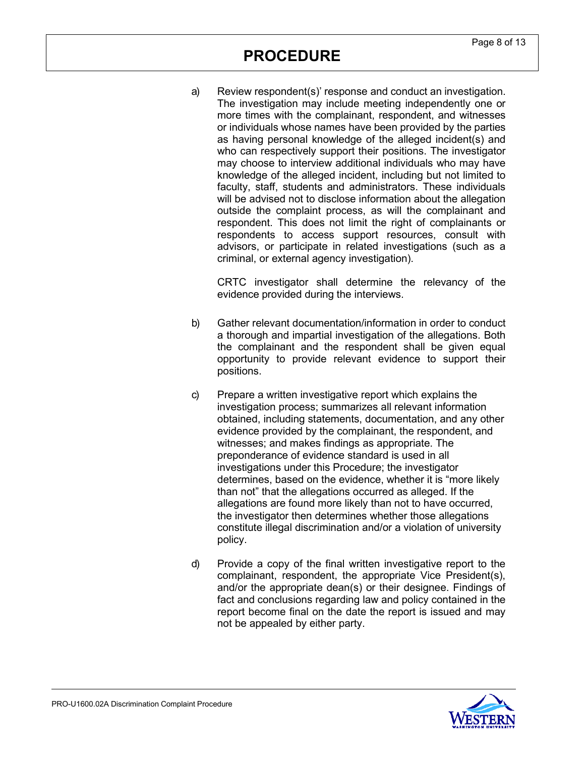a) Review respondent(s)' response and conduct an investigation. The investigation may include meeting independently one or more times with the complainant, respondent, and witnesses or individuals whose names have been provided by the parties as having personal knowledge of the alleged incident(s) and who can respectively support their positions. The investigator may choose to interview additional individuals who may have knowledge of the alleged incident, including but not limited to faculty, staff, students and administrators. These individuals will be advised not to disclose information about the allegation outside the complaint process, as will the complainant and respondent. This does not limit the right of complainants or respondents to access support resources, consult with advisors, or participate in related investigations (such as a criminal, or external agency investigation).

   CRTC investigator shall determine the relevancy of the evidence provided during the interviews.

b) Gather relevant documentation/information in order to conduct a thorough and impartial investigation of the allegations. Both the complainant and the respondent shall be given equal opportunity to provide relevant evidence to support their positions.

c) Prepare a written investigative report which explains the investigation process; summarizes all relevant information obtained, including statements, documentation, and any other evidence provided by the complainant, the respondent, and witnesses; and makes findings as appropriate. The preponderance of evidence standard is used in all investigations under this Procedure; the investigator determines, based on the evidence, whether it is "more likely than not" that the allegations occurred as alleged. If the allegations are found more likely than not to have occurred, the investigator then determines whether those allegations constitute illegal discrimination and/or a violation of university policy.

d) Provide a copy of the final written investigative report to the complainant, respondent, the appropriate Vice President(s), and/or the appropriate dean(s) or their designee. Findings of fact and conclusions regarding law and policy contained in the report become final on the date the report is issued and may not be appealed by either party.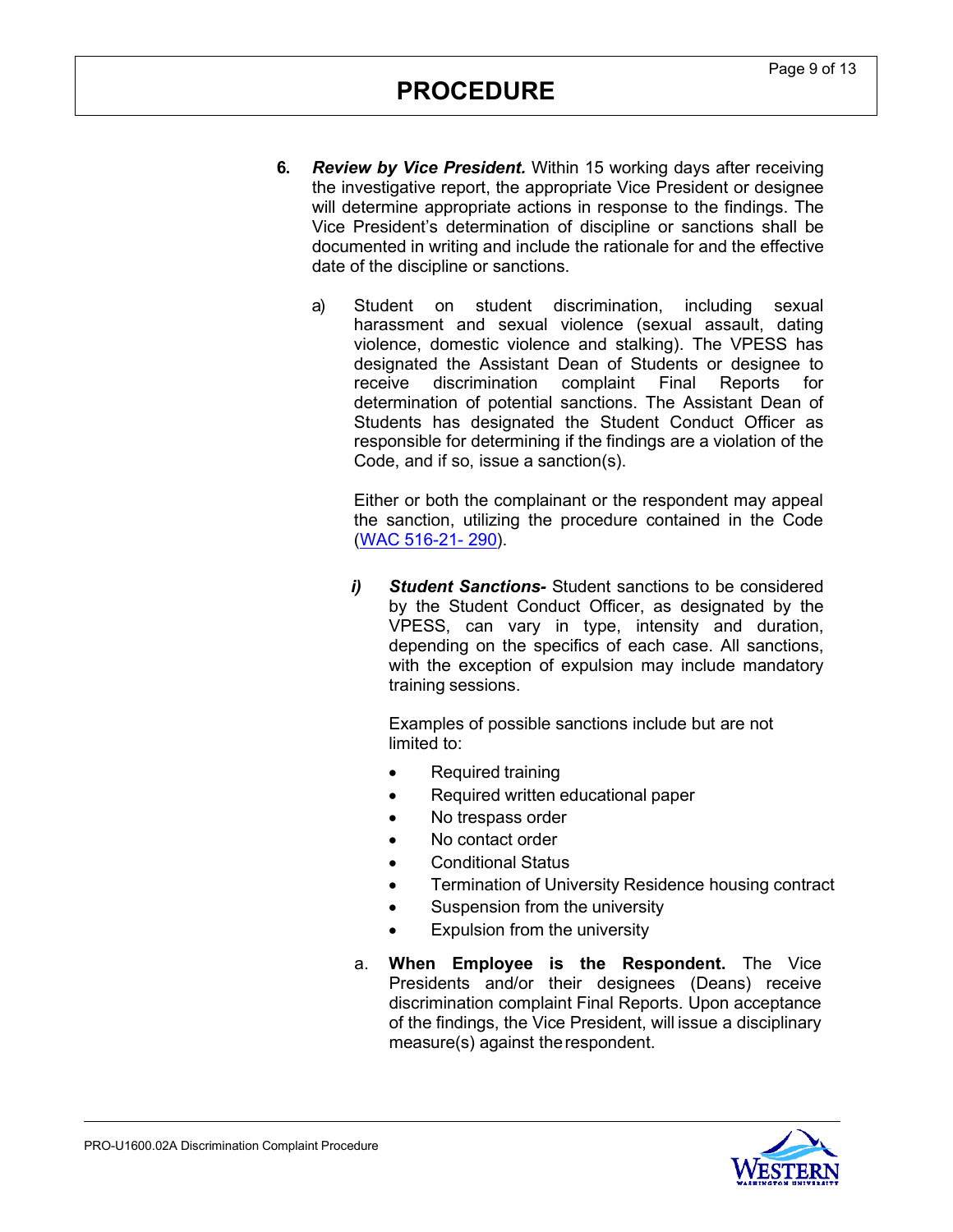6. ***Review by Vice President.*** Within 15 working days after receiving the investigative report, the appropriate Vice President or designee will determine appropriate actions in response to the findings. The Vice President's determination of discipline or sanctions shall be documented in writing and include the rationale for and the effective date of the discipline or sanctions.

   a) Student on student discrimination, including sexual harassment and sexual violence (sexual assault, dating violence, domestic violence and stalking). The VPESS has designated the Assistant Dean of Students or designee to receive discrimination complaint Final Reports for determination of potential sanctions. The Assistant Dean of Students has designated the Student Conduct Officer as responsible for determining if the findings are a violation of the Code, and if so, issue a sanction(s).

      Either or both the complainant or the respondent may appeal the sanction, utilizing the procedure contained in the Code (WAC 516-21- 290).

      ***i) Student Sanctions-*** Student sanctions to be considered by the Student Conduct Officer, as designated by the VPESS, can vary in type, intensity and duration, depending on the specifics of each case. All sanctions, with the exception of expulsion may include mandatory training sessions.

      Examples of possible sanctions include but are not limited to:

      - Required training
      - Required written educational paper
      - No trespass order
      - No contact order
      - Conditional Status
      - Termination of University Residence housing contract
      - Suspension from the university
      - Expulsion from the university

   a. **When Employee is the Respondent.** The Vice Presidents and/or their designees (Deans) receive discrimination complaint Final Reports. Upon acceptance of the findings, the Vice President, will issue a disciplinary measure(s) against the respondent.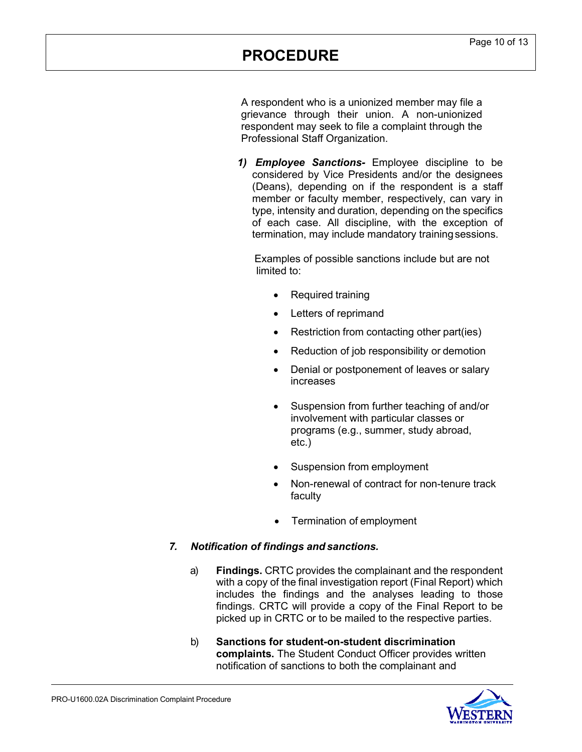A respondent who is a unionized member may file a grievance through their union. A non-unionized respondent may seek to file a complaint through the Professional Staff Organization.

***1) Employee Sanctions-*** Employee discipline to be considered by Vice Presidents and/or the designees (Deans), depending on if the respondent is a staff member or faculty member, respectively, can vary in type, intensity and duration, depending on the specifics of each case. All discipline, with the exception of termination, may include mandatory training sessions.

Examples of possible sanctions include but are not limited to:

- Required training
- Letters of reprimand
- Restriction from contacting other part(ies)
- Reduction of job responsibility or demotion
- Denial or postponement of leaves or salary increases
- Suspension from further teaching of and/or involvement with particular classes or programs (e.g., summer, study abroad, etc.)
- Suspension from employment
- Non-renewal of contract for non-tenure track faculty
- Termination of employment

***7. Notification of findings and sanctions.***

a) **Findings.** CRTC provides the complainant and the respondent with a copy of the final investigation report (Final Report) which includes the findings and the analyses leading to those findings. CRTC will provide a copy of the Final Report to be picked up in CRTC or to be mailed to the respective parties.

b) **Sanctions for student-on-student discrimination complaints.** The Student Conduct Officer provides written notification of sanctions to both the complainant and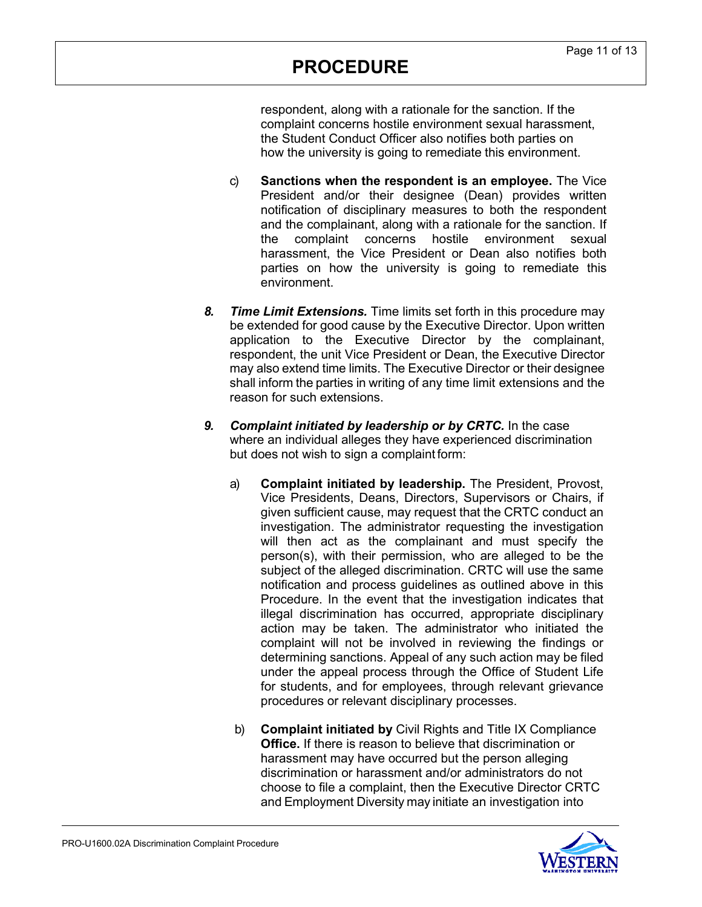respondent, along with a rationale for the sanction. If the complaint concerns hostile environment sexual harassment, the Student Conduct Officer also notifies both parties on how the university is going to remediate this environment.

c) **Sanctions when the respondent is an employee.** The Vice President and/or their designee (Dean) provides written notification of disciplinary measures to both the respondent and the complainant, along with a rationale for the sanction. If the complaint concerns hostile environment sexual harassment, the Vice President or Dean also notifies both parties on how the university is going to remediate this environment.

8. ***Time Limit Extensions.*** Time limits set forth in this procedure may be extended for good cause by the Executive Director. Upon written application to the Executive Director by the complainant, respondent, the unit Vice President or Dean, the Executive Director may also extend time limits. The Executive Director or their designee shall inform the parties in writing of any time limit extensions and the reason for such extensions.

9. ***Complaint initiated by leadership or by CRTC.*** In the case where an individual alleges they have experienced discrimination but does not wish to sign a complaint form:

a) **Complaint initiated by leadership.** The President, Provost, Vice Presidents, Deans, Directors, Supervisors or Chairs, if given sufficient cause, may request that the CRTC conduct an investigation. The administrator requesting the investigation will then act as the complainant and must specify the person(s), with their permission, who are alleged to be the subject of the alleged discrimination. CRTC will use the same notification and process guidelines as outlined above in this Procedure. In the event that the investigation indicates that illegal discrimination has occurred, appropriate disciplinary action may be taken. The administrator who initiated the complaint will not be involved in reviewing the findings or determining sanctions. Appeal of any such action may be filed under the appeal process through the Office of Student Life for students, and for employees, through relevant grievance procedures or relevant disciplinary processes.

b) **Complaint initiated by** Civil Rights and Title IX Compliance **Office.** If there is reason to believe that discrimination or harassment may have occurred but the person alleging discrimination or harassment and/or administrators do not choose to file a complaint, then the Executive Director CRTC and Employment Diversity may initiate an investigation into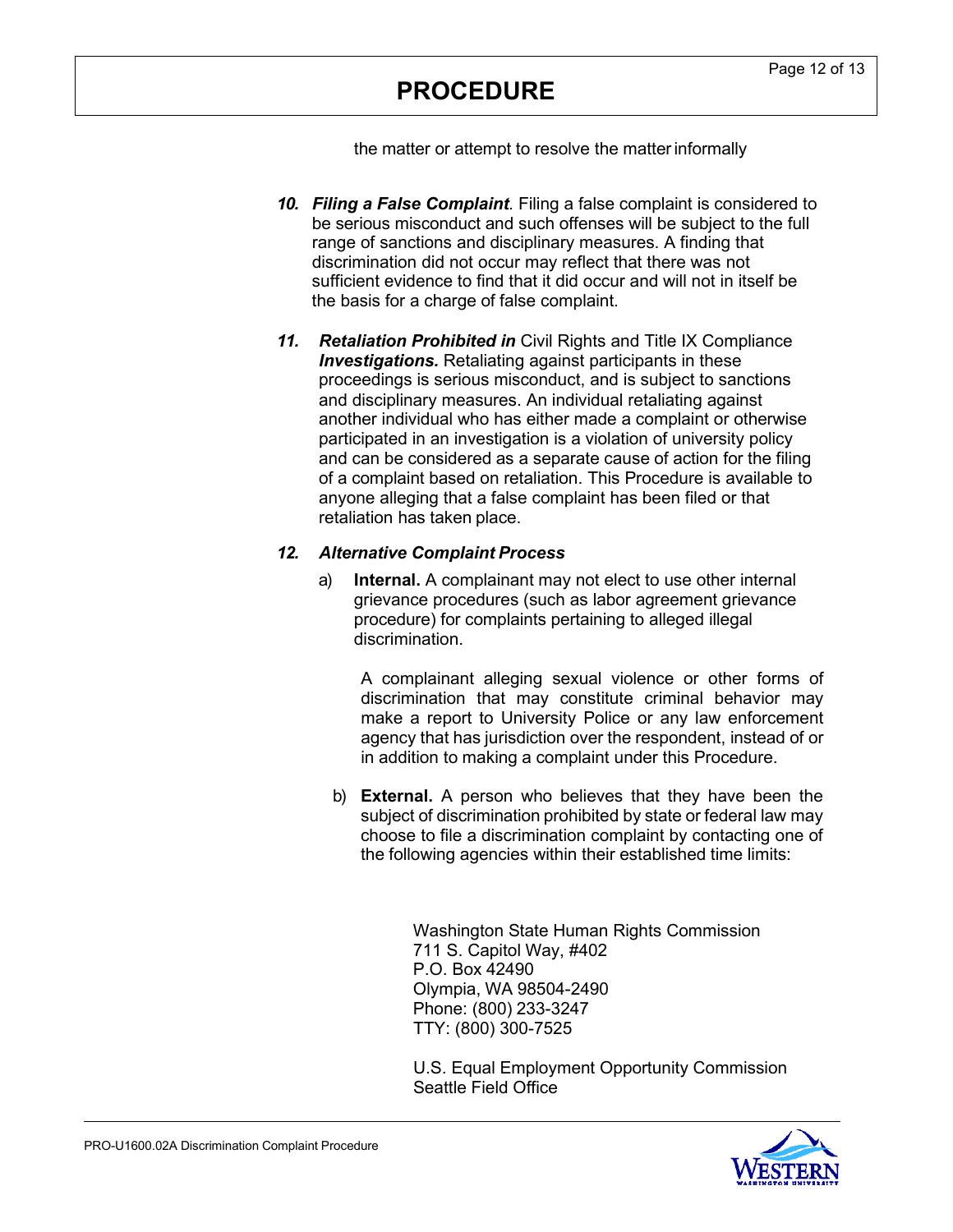the matter or attempt to resolve the matter informally

10. ***Filing a False Complaint***. Filing a false complaint is considered to be serious misconduct and such offenses will be subject to the full range of sanctions and disciplinary measures. A finding that discrimination did not occur may reflect that there was not sufficient evidence to find that it did occur and will not in itself be the basis for a charge of false complaint.

11. ***Retaliation Prohibited in*** Civil Rights and Title IX Compliance ***Investigations.*** Retaliating against participants in these proceedings is serious misconduct, and is subject to sanctions and disciplinary measures. An individual retaliating against another individual who has either made a complaint or otherwise participated in an investigation is a violation of university policy and can be considered as a separate cause of action for the filing of a complaint based on retaliation. This Procedure is available to anyone alleging that a false complaint has been filed or that retaliation has taken place.

12. ***Alternative Complaint Process***

    a) **Internal.** A complainant may not elect to use other internal grievance procedures (such as labor agreement grievance procedure) for complaints pertaining to alleged illegal discrimination.

       A complainant alleging sexual violence or other forms of discrimination that may constitute criminal behavior may make a report to University Police or any law enforcement agency that has jurisdiction over the respondent, instead of or in addition to making a complaint under this Procedure.

    b) **External.** A person who believes that they have been the subject of discrimination prohibited by state or federal law may choose to file a discrimination complaint by contacting one of the following agencies within their established time limits:

       Washington State Human Rights Commission
       711 S. Capitol Way, #402
       P.O. Box 42490
       Olympia, WA 98504-2490
       Phone: (800) 233-3247
       TTY: (800) 300-7525

       U.S. Equal Employment Opportunity Commission
       Seattle Field Office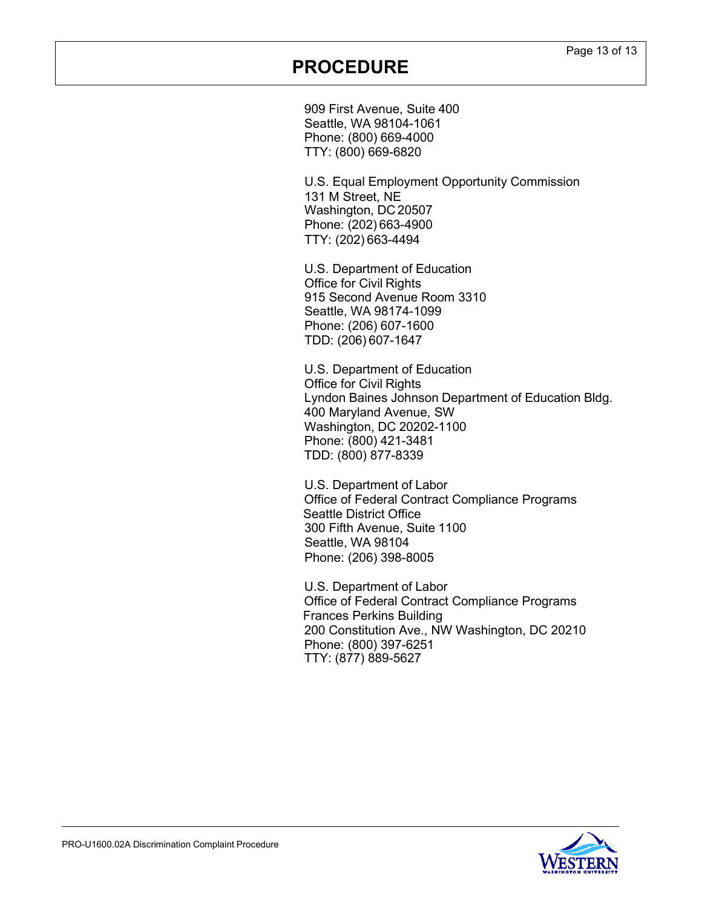909 First Avenue, Suite 400
Seattle, WA 98104-1061
Phone: (800) 669-4000
TTY: (800) 669-6820

U.S. Equal Employment Opportunity Commission
131 M Street, NE
Washington, DC 20507
Phone: (202) 663-4900
TTY: (202) 663-4494

U.S. Department of Education
Office for Civil Rights
915 Second Avenue Room 3310
Seattle, WA 98174-1099
Phone: (206) 607-1600
TDD: (206) 607-1647

U.S. Department of Education
Office for Civil Rights
Lyndon Baines Johnson Department of Education Bldg.
400 Maryland Avenue, SW
Washington, DC 20202-1100
Phone: (800) 421-3481
TDD: (800) 877-8339

U.S. Department of Labor
Office of Federal Contract Compliance Programs
Seattle District Office
300 Fifth Avenue, Suite 1100
Seattle, WA 98104
Phone: (206) 398-8005

U.S. Department of Labor
Office of Federal Contract Compliance Programs
Frances Perkins Building
200 Constitution Ave., NW Washington, DC 20210
Phone: (800) 397-6251
TTY: (877) 889-5627